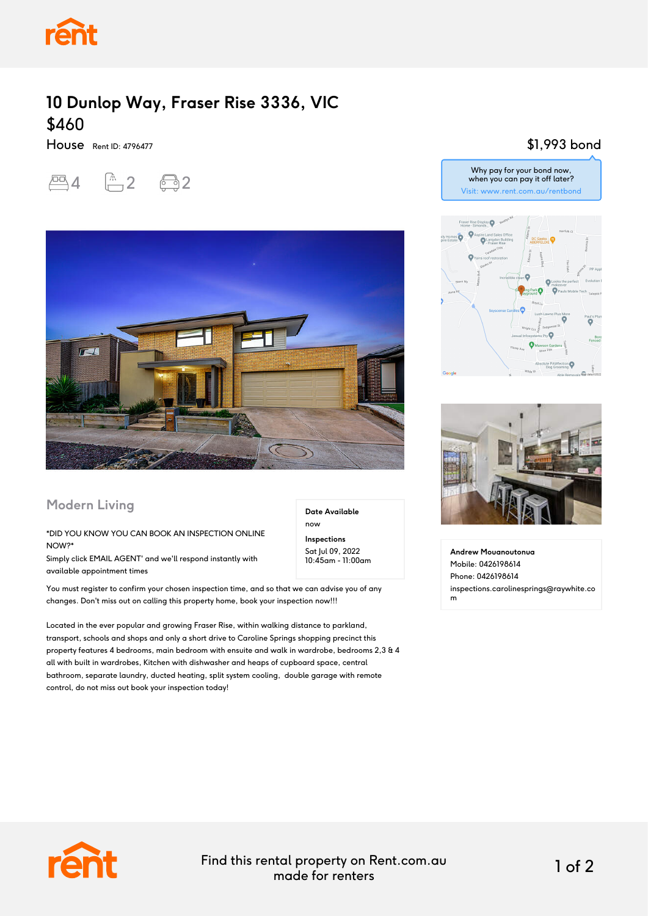# 10 Dunlop Way, Fraser Rise 3336, VIC

## $460

House Rent ID: 4796477

4 bedrooms | 2 bathrooms | 2 car spaces

$1,993 bond

Why pay for your bond now, when you can pay it off later?
Visit: www.rent.com.au/rentbond

## Modern Living

**Date Available**
now

**Inspections**
Sat Jul 09, 2022
10:45am - 11:00am

*DID YOU KNOW YOU CAN BOOK AN INSPECTION ONLINE NOW?*
Simply click EMAIL AGENT' and we'll respond instantly with available appointment times

You must register to confirm your chosen inspection time, and so that we can advise you of any changes. Don't miss out on calling this property home, book your inspection now!!!

Located in the ever popular and growing Fraser Rise, within walking distance to parkland, transport, schools and shops and only a short drive to Caroline Springs shopping precinct this property features 4 bedrooms, main bedroom with ensuite and walk in wardrobe, bedrooms 2,3 & 4 all with built in wardrobes, Kitchen with dishwasher and heaps of cupboard space, central bathroom, separate laundry, ducted heating, split system cooling, double garage with remote control, do not miss out book your inspection today!

**Andrew Mouanoutonua**
Mobile: 0426198614
Phone: 0426198614
inspections.carolinesprings@raywhite.com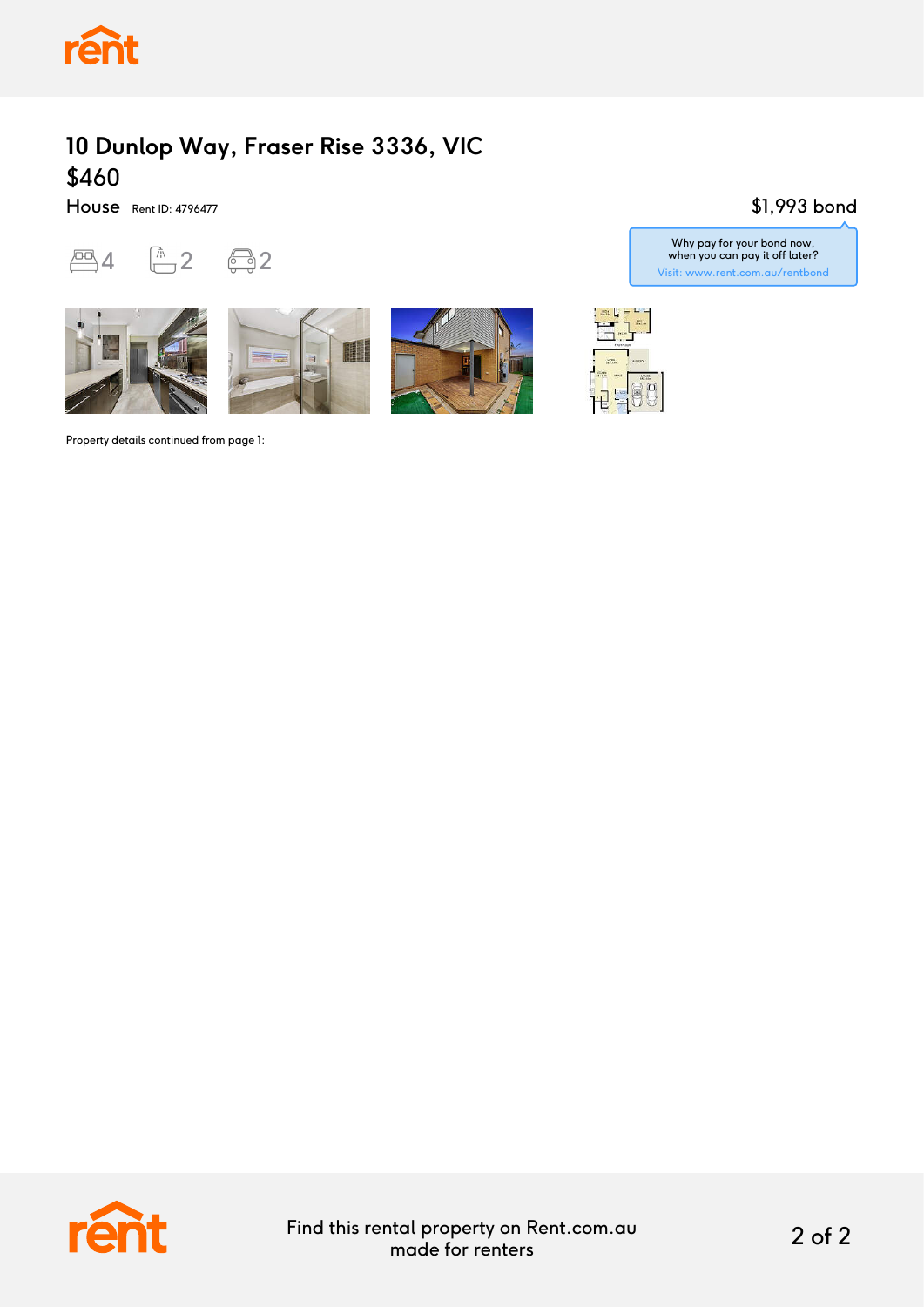# 10 Dunlop Way, Fraser Rise 3336, VIC

## $460

House Rent ID: 4796477

$1,993 bond

Why pay for your bond now, when you can pay it off later?
Visit: www.rent.com.au/rentbond

4 2 2

Property details continued from page 1:

Find this rental property on Rent.com.au made for renters